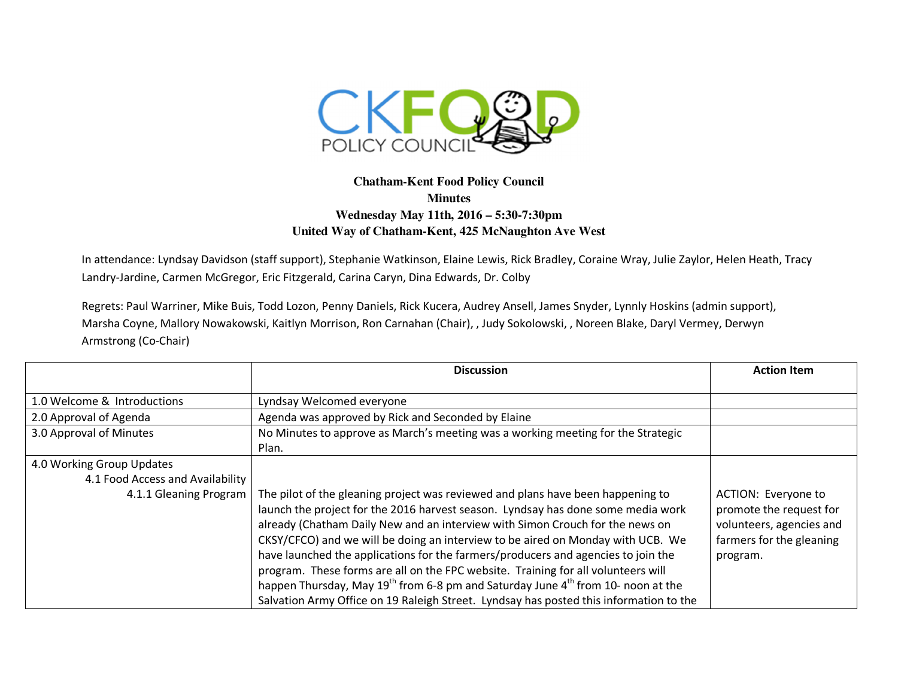**Chatham-Kent Food Policy Council**
**Minutes**
**Wednesday May 11th, 2016 – 5:30-7:30pm**
**United Way of Chatham-Kent, 425 McNaughton Ave West**

In attendance: Lyndsay Davidson (staff support), Stephanie Watkinson, Elaine Lewis, Rick Bradley, Coraine Wray, Julie Zaylor, Helen Heath, Tracy Landry-Jardine, Carmen McGregor, Eric Fitzgerald, Carina Caryn, Dina Edwards, Dr. Colby

Regrets: Paul Warriner, Mike Buis, Todd Lozon, Penny Daniels, Rick Kucera, Audrey Ansell, James Snyder, Lynnly Hoskins (admin support), Marsha Coyne, Mallory Nowakowski, Kaitlyn Morrison, Ron Carnahan (Chair), , Judy Sokolowski, , Noreen Blake, Daryl Vermey, Derwyn Armstrong (Co-Chair)

| | Discussion | Action Item |
|---|---|---|
| 1.0 Welcome & Introductions | Lyndsay Welcomed everyone | |
| 2.0 Approval of Agenda | Agenda was approved by Rick and Seconded by Elaine | |
| 3.0 Approval of Minutes | No Minutes to approve as March's meeting was a working meeting for the Strategic Plan. | |
| 4.0 Working Group Updates<br>4.1 Food Access and Availability<br>4.1.1 Gleaning Program | The pilot of the gleaning project was reviewed and plans have been happening to launch the project for the 2016 harvest season. Lyndsay has done some media work already (Chatham Daily New and an interview with Simon Crouch for the news on CKSY/CFCO) and we will be doing an interview to be aired on Monday with UCB. We have launched the applications for the farmers/producers and agencies to join the program. These forms are all on the FPC website. Training for all volunteers will happen Thursday, May 19th from 6-8 pm and Saturday June 4th from 10- noon at the Salvation Army Office on 19 Raleigh Street. Lyndsay has posted this information to the | ACTION: Everyone to promote the request for volunteers, agencies and farmers for the gleaning program. |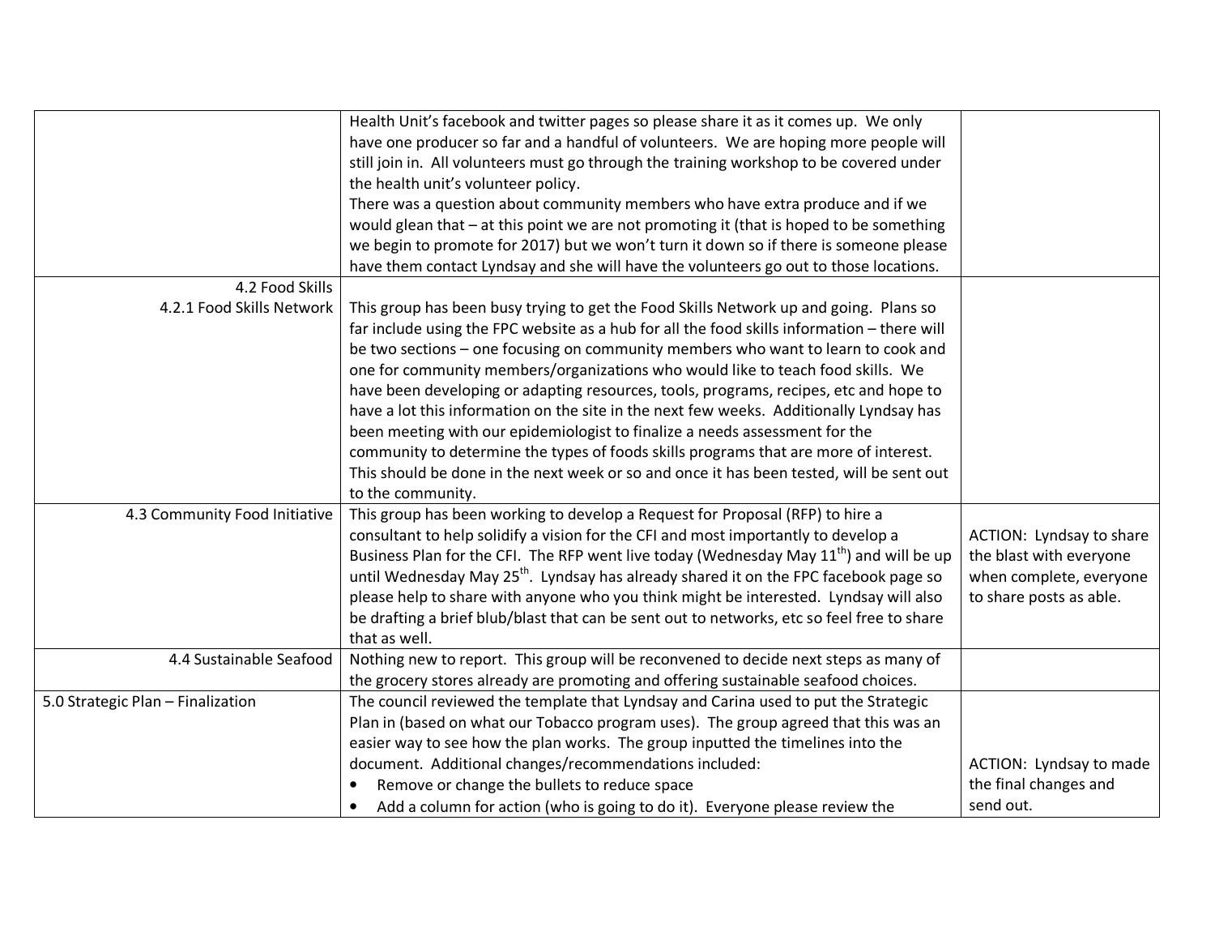| | | |
|---|---|---|
| | Health Unit's facebook and twitter pages so please share it as it comes up. We only have one producer so far and a handful of volunteers. We are hoping more people will still join in. All volunteers must go through the training workshop to be covered under the health unit's volunteer policy.<br>There was a question about community members who have extra produce and if we would glean that – at this point we are not promoting it (that is hoped to be something we begin to promote for 2017) but we won't turn it down so if there is someone please have them contact Lyndsay and she will have the volunteers go out to those locations. | |
| 4.2 Food Skills<br>4.2.1 Food Skills Network | This group has been busy trying to get the Food Skills Network up and going. Plans so far include using the FPC website as a hub for all the food skills information – there will be two sections – one focusing on community members who want to learn to cook and one for community members/organizations who would like to teach food skills. We have been developing or adapting resources, tools, programs, recipes, etc and hope to have a lot this information on the site in the next few weeks. Additionally Lyndsay has been meeting with our epidemiologist to finalize a needs assessment for the community to determine the types of foods skills programs that are more of interest. This should be done in the next week or so and once it has been tested, will be sent out to the community. | |
| 4.3 Community Food Initiative | This group has been working to develop a Request for Proposal (RFP) to hire a consultant to help solidify a vision for the CFI and most importantly to develop a Business Plan for the CFI. The RFP went live today (Wednesday May 11th) and will be up until Wednesday May 25th. Lyndsay has already shared it on the FPC facebook page so please help to share with anyone who you think might be interested. Lyndsay will also be drafting a brief blub/blast that can be sent out to networks, etc so feel free to share that as well. | ACTION: Lyndsay to share the blast with everyone when complete, everyone to share posts as able. |
| 4.4 Sustainable Seafood | Nothing new to report. This group will be reconvened to decide next steps as many of the grocery stores already are promoting and offering sustainable seafood choices. | |
| 5.0 Strategic Plan – Finalization | The council reviewed the template that Lyndsay and Carina used to put the Strategic Plan in (based on what our Tobacco program uses). The group agreed that this was an easier way to see how the plan works. The group inputted the timelines into the document. Additional changes/recommendations included:<br>• Remove or change the bullets to reduce space<br>• Add a column for action (who is going to do it). Everyone please review the | ACTION: Lyndsay to made the final changes and send out. |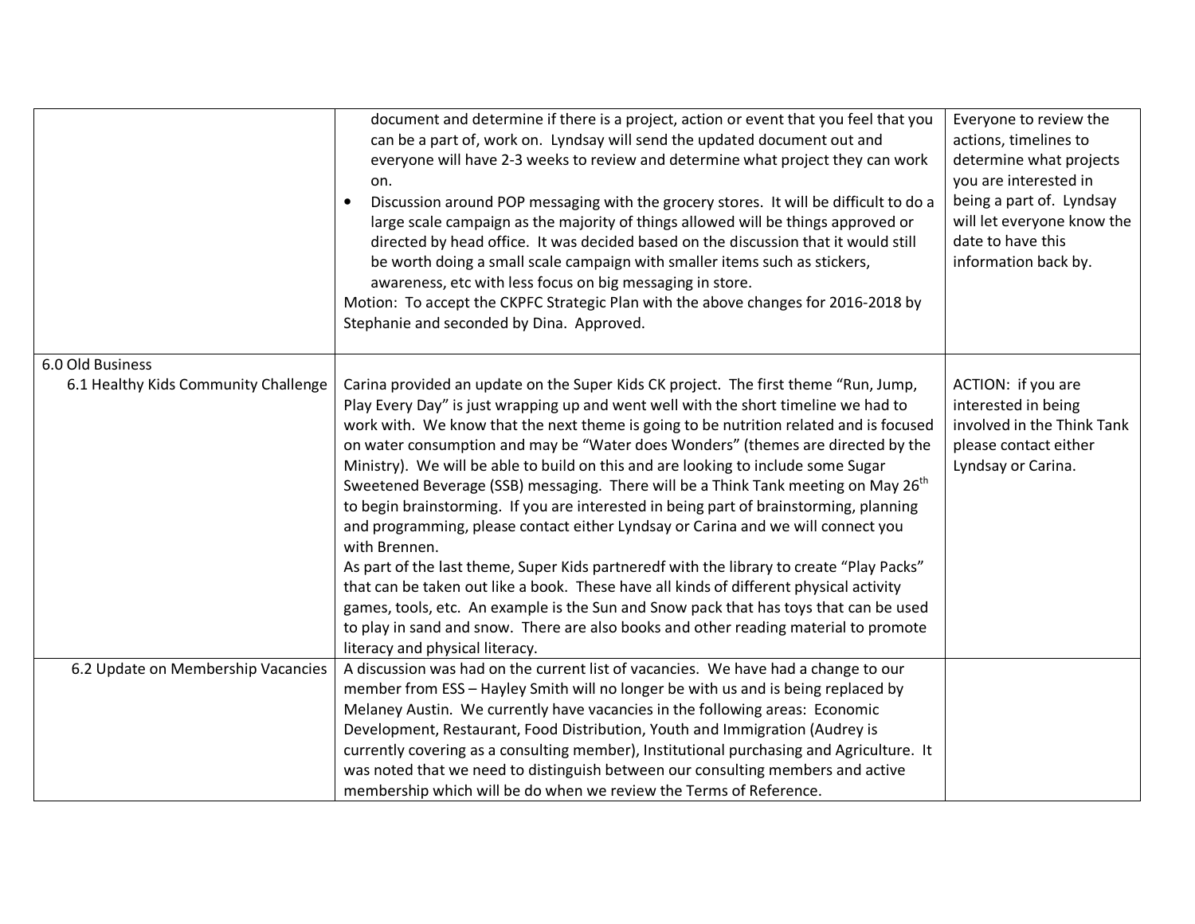| | | |
|---|---|---|
| | document and determine if there is a project, action or event that you feel that you can be a part of, work on. Lyndsay will send the updated document out and everyone will have 2-3 weeks to review and determine what project they can work on.<br>• Discussion around POP messaging with the grocery stores. It will be difficult to do a large scale campaign as the majority of things allowed will be things approved or directed by head office. It was decided based on the discussion that it would still be worth doing a small scale campaign with smaller items such as stickers, awareness, etc with less focus on big messaging in store.<br>Motion: To accept the CKPFC Strategic Plan with the above changes for 2016-2018 by Stephanie and seconded by Dina. Approved. | Everyone to review the actions, timelines to determine what projects you are interested in being a part of. Lyndsay will let everyone know the date to have this information back by. |
| 6.0 Old Business<br>6.1 Healthy Kids Community Challenge | Carina provided an update on the Super Kids CK project. The first theme "Run, Jump, Play Every Day" is just wrapping up and went well with the short timeline we had to work with. We know that the next theme is going to be nutrition related and is focused on water consumption and may be "Water does Wonders" (themes are directed by the Ministry). We will be able to build on this and are looking to include some Sugar Sweetened Beverage (SSB) messaging. There will be a Think Tank meeting on May 26th to begin brainstorming. If you are interested in being part of brainstorming, planning and programming, please contact either Lyndsay or Carina and we will connect you with Brennen.<br>As part of the last theme, Super Kids partneredf with the library to create "Play Packs" that can be taken out like a book. These have all kinds of different physical activity games, tools, etc. An example is the Sun and Snow pack that has toys that can be used to play in sand and snow. There are also books and other reading material to promote literacy and physical literacy. | ACTION: if you are interested in being involved in the Think Tank please contact either Lyndsay or Carina. |
| 6.2 Update on Membership Vacancies | A discussion was had on the current list of vacancies. We have had a change to our member from ESS – Hayley Smith will no longer be with us and is being replaced by Melaney Austin. We currently have vacancies in the following areas: Economic Development, Restaurant, Food Distribution, Youth and Immigration (Audrey is currently covering as a consulting member), Institutional purchasing and Agriculture. It was noted that we need to distinguish between our consulting members and active membership which will be do when we review the Terms of Reference. | |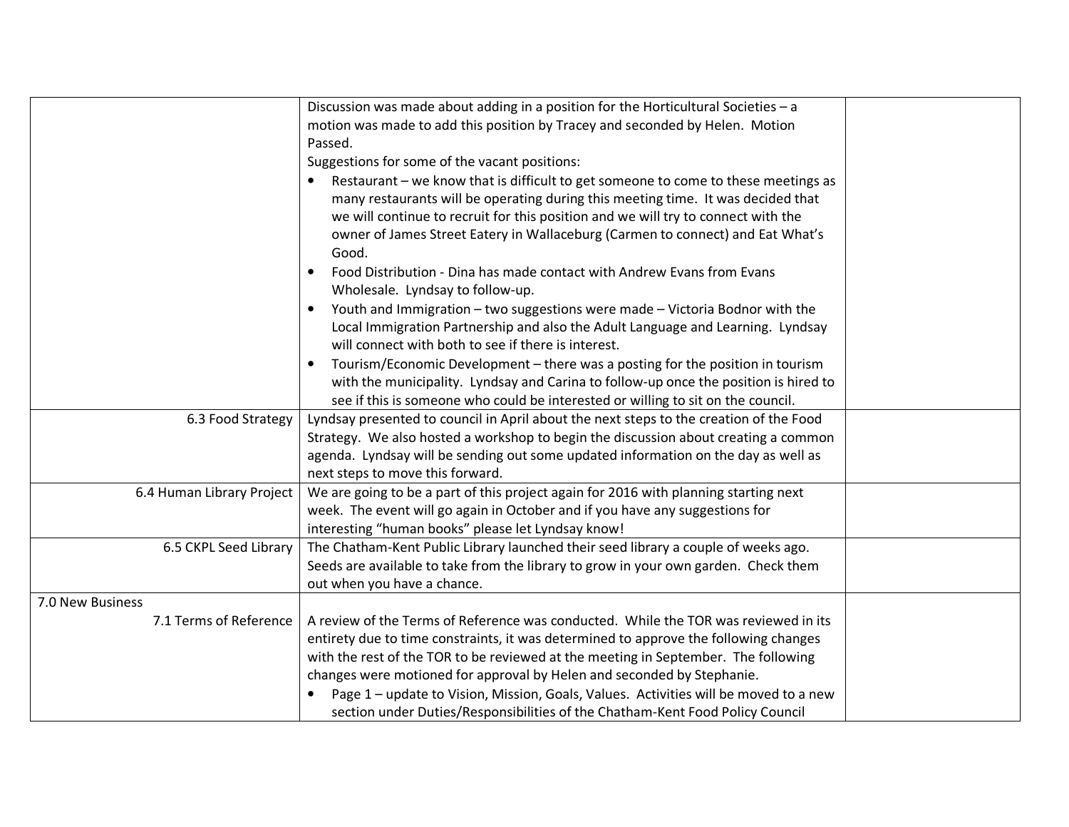| | | |
|---|---|---|
| | Discussion was made about adding in a position for the Horticultural Societies – a motion was made to add this position by Tracey and seconded by Helen. Motion Passed.<br>Suggestions for some of the vacant positions:<br>• Restaurant – we know that is difficult to get someone to come to these meetings as many restaurants will be operating during this meeting time. It was decided that we will continue to recruit for this position and we will try to connect with the owner of James Street Eatery in Wallaceburg (Carmen to connect) and Eat What's Good.<br>• Food Distribution - Dina has made contact with Andrew Evans from Evans Wholesale. Lyndsay to follow-up.<br>• Youth and Immigration – two suggestions were made – Victoria Bodnor with the Local Immigration Partnership and also the Adult Language and Learning. Lyndsay will connect with both to see if there is interest.<br>• Tourism/Economic Development – there was a posting for the position in tourism with the municipality. Lyndsay and Carina to follow-up once the position is hired to see if this is someone who could be interested or willing to sit on the council. | |
| 6.3 Food Strategy | Lyndsay presented to council in April about the next steps to the creation of the Food Strategy. We also hosted a workshop to begin the discussion about creating a common agenda. Lyndsay will be sending out some updated information on the day as well as next steps to move this forward. | |
| 6.4 Human Library Project | We are going to be a part of this project again for 2016 with planning starting next week. The event will go again in October and if you have any suggestions for interesting "human books" please let Lyndsay know! | |
| 6.5 CKPL Seed Library | The Chatham-Kent Public Library launched their seed library a couple of weeks ago. Seeds are available to take from the library to grow in your own garden. Check them out when you have a chance. | |
| 7.0 New Business<br>7.1 Terms of Reference | A review of the Terms of Reference was conducted. While the TOR was reviewed in its entirety due to time constraints, it was determined to approve the following changes with the rest of the TOR to be reviewed at the meeting in September. The following changes were motioned for approval by Helen and seconded by Stephanie.<br>• Page 1 – update to Vision, Mission, Goals, Values. Activities will be moved to a new section under Duties/Responsibilities of the Chatham-Kent Food Policy Council | |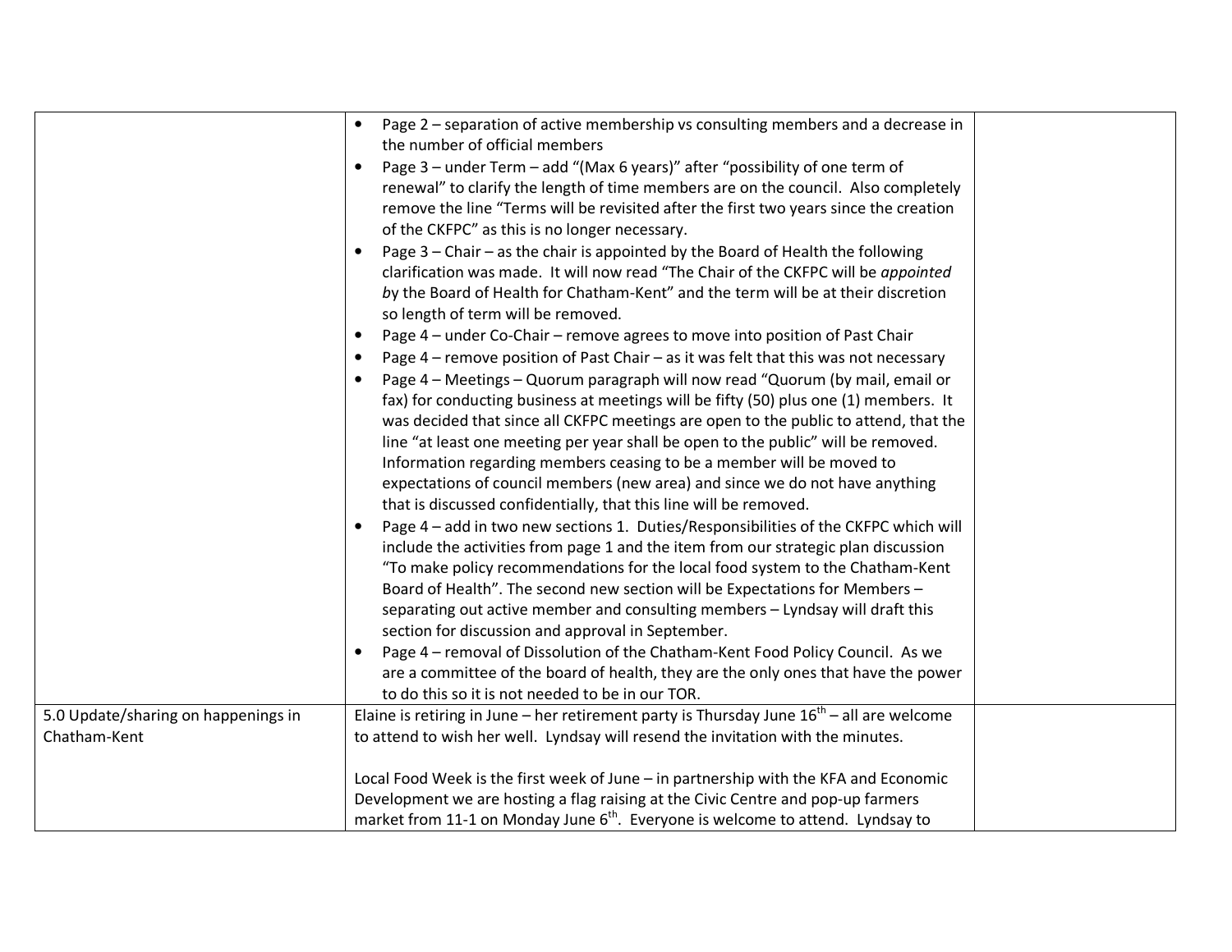| | | |
|---|---|---|
| | • Page 2 – separation of active membership vs consulting members and a decrease in the number of official members<br>• Page 3 – under Term – add "(Max 6 years)" after "possibility of one term of renewal" to clarify the length of time members are on the council. Also completely remove the line "Terms will be revisited after the first two years since the creation of the CKFPC" as this is no longer necessary.<br>• Page 3 – Chair – as the chair is appointed by the Board of Health the following clarification was made. It will now read "The Chair of the CKFPC will be *appointed by* the Board of Health for Chatham-Kent" and the term will be at their discretion so length of term will be removed.<br>• Page 4 – under Co-Chair – remove agrees to move into position of Past Chair<br>• Page 4 – remove position of Past Chair – as it was felt that this was not necessary<br>• Page 4 – Meetings – Quorum paragraph will now read "Quorum (by mail, email or fax) for conducting business at meetings will be fifty (50) plus one (1) members. It was decided that since all CKFPC meetings are open to the public to attend, that the line "at least one meeting per year shall be open to the public" will be removed. Information regarding members ceasing to be a member will be moved to expectations of council members (new area) and since we do not have anything that is discussed confidentially, that this line will be removed.<br>• Page 4 – add in two new sections 1. Duties/Responsibilities of the CKFPC which will include the activities from page 1 and the item from our strategic plan discussion "To make policy recommendations for the local food system to the Chatham-Kent Board of Health". The second new section will be Expectations for Members – separating out active member and consulting members – Lyndsay will draft this section for discussion and approval in September.<br>• Page 4 – removal of Dissolution of the Chatham-Kent Food Policy Council. As we are a committee of the board of health, they are the only ones that have the power to do this so it is not needed to be in our TOR. | |
| 5.0 Update/sharing on happenings in Chatham-Kent | Elaine is retiring in June – her retirement party is Thursday June 16th – all are welcome to attend to wish her well. Lyndsay will resend the invitation with the minutes.<br><br>Local Food Week is the first week of June – in partnership with the KFA and Economic Development we are hosting a flag raising at the Civic Centre and pop-up farmers market from 11-1 on Monday June 6th. Everyone is welcome to attend. Lyndsay to | |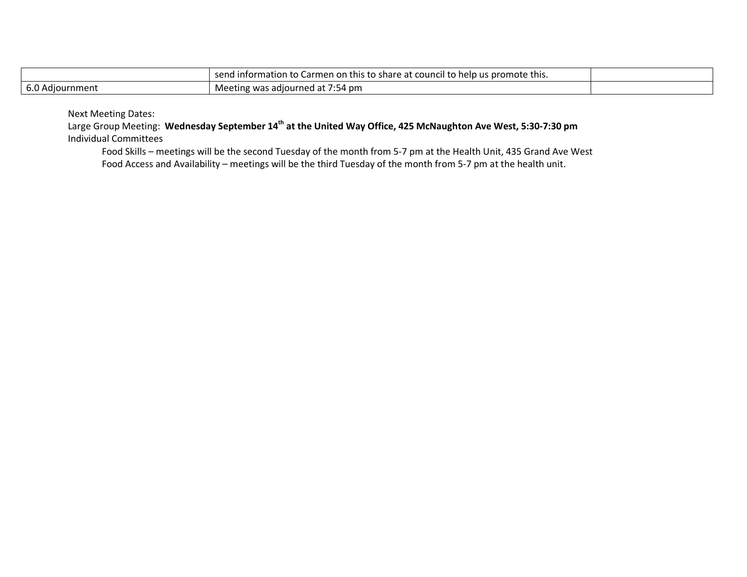| | | |
|---|---|---|
| | send information to Carmen on this to share at council to help us promote this. | |
| 6.0 Adjournment | Meeting was adjourned at 7:54 pm | |

Next Meeting Dates:

Large Group Meeting: **Wednesday September 14th at the United Way Office, 425 McNaughton Ave West, 5:30-7:30 pm**

Individual Committees

- Food Skills – meetings will be the second Tuesday of the month from 5-7 pm at the Health Unit, 435 Grand Ave West
- Food Access and Availability – meetings will be the third Tuesday of the month from 5-7 pm at the health unit.